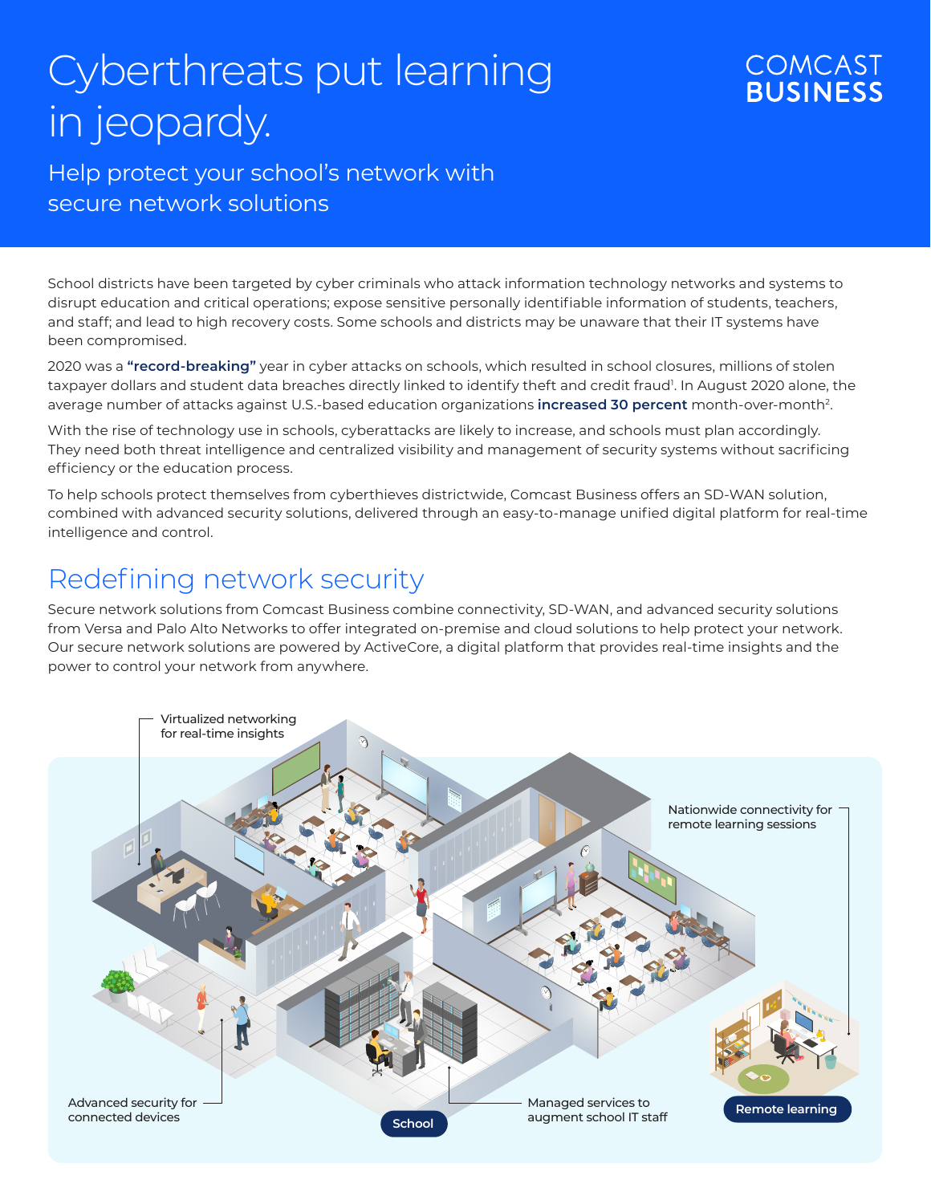# Cyberthreats put learning in jeopardy.

COMCAST BUSINESS

## Help protect your school's network with secure network solutions

School districts have been targeted by cyber criminals who attack information technology networks and systems to disrupt education and critical operations; expose sensitive personally identifiable information of students, teachers, and staff; and lead to high recovery costs. Some schools and districts may be unaware that their IT systems have been compromised.

2020 was a **"record-breaking"** year in cyber attacks on schools, which resulted in school closures, millions of stolen taxpayer dollars and student data breaches directly linked to identify theft and credit fraud[1]. In August 2020 alone, the average number of attacks against U.S.-based education organizations **increased 30 percent** month-over-month[2].

With the rise of technology use in schools, cyberattacks are likely to increase, and schools must plan accordingly. They need both threat intelligence and centralized visibility and management of security systems without sacrificing efficiency or the education process.

To help schools protect themselves from cyberthieves districtwide, Comcast Business offers an SD-WAN solution, combined with advanced security solutions, delivered through an easy-to-manage unified digital platform for real-time intelligence and control.

## Redefining network security

Secure network solutions from Comcast Business combine connectivity, SD-WAN, and advanced security solutions from Versa and Palo Alto Networks to offer integrated on-premise and cloud solutions to help protect your network. Our secure network solutions are powered by ActiveCore, a digital platform that provides real-time insights and the power to control your network from anywhere.

Virtualized networking for real-time insights

Nationwide connectivity for remote learning sessions

Advanced security for connected devices

School

Managed services to augment school IT staff

Remote learning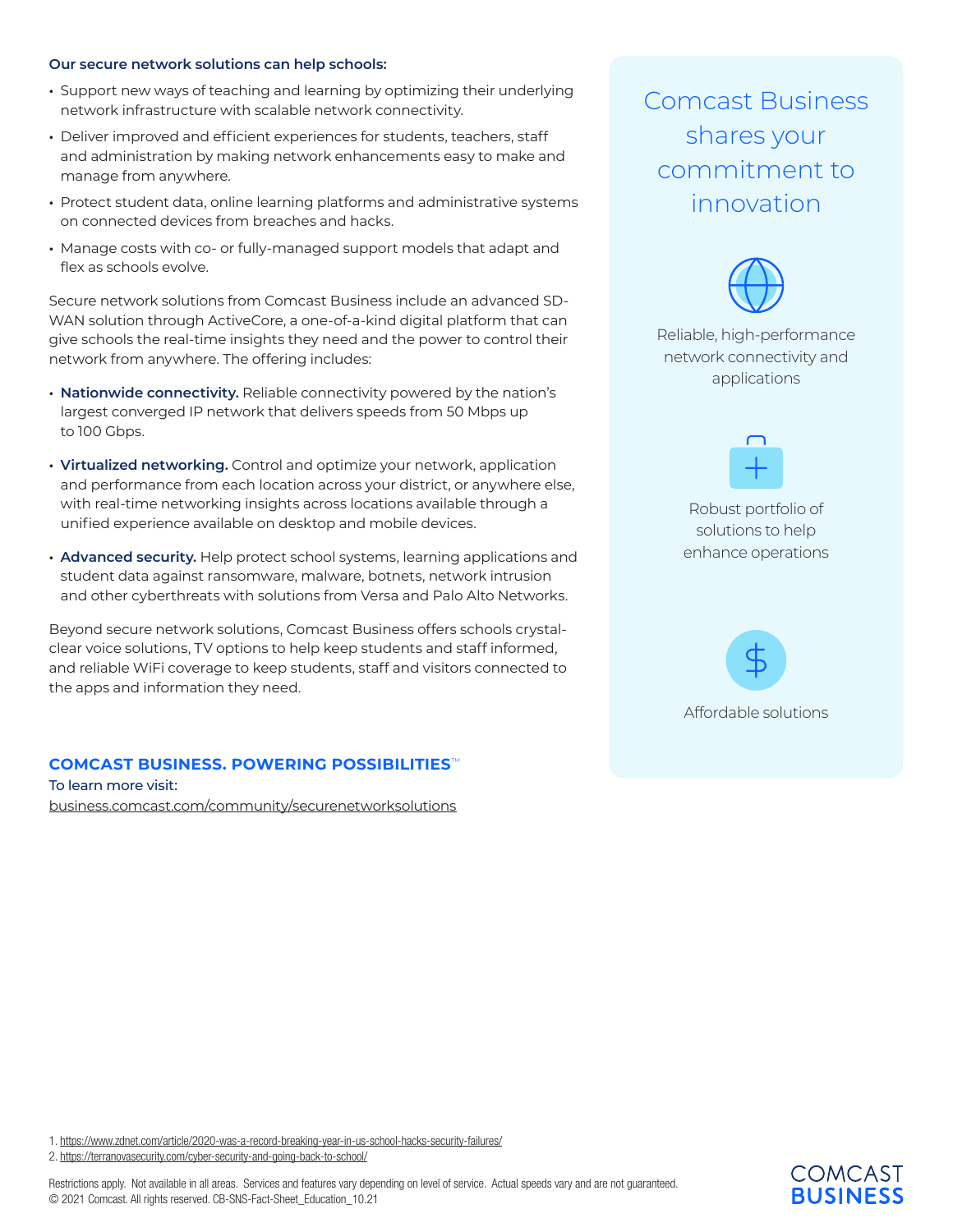**Our secure network solutions can help schools:**

- Support new ways of teaching and learning by optimizing their underlying network infrastructure with scalable network connectivity.
- Deliver improved and efficient experiences for students, teachers, staff and administration by making network enhancements easy to make and manage from anywhere.
- Protect student data, online learning platforms and administrative systems on connected devices from breaches and hacks.
- Manage costs with co- or fully-managed support models that adapt and flex as schools evolve.

Secure network solutions from Comcast Business include an advanced SD-WAN solution through ActiveCore, a one-of-a-kind digital platform that can give schools the real-time insights they need and the power to control their network from anywhere. The offering includes:

- **Nationwide connectivity.** Reliable connectivity powered by the nation's largest converged IP network that delivers speeds from 50 Mbps up to 100 Gbps.
- **Virtualized networking.** Control and optimize your network, application and performance from each location across your district, or anywhere else, with real-time networking insights across locations available through a unified experience available on desktop and mobile devices.
- **Advanced security.** Help protect school systems, learning applications and student data against ransomware, malware, botnets, network intrusion and other cyberthreats with solutions from Versa and Palo Alto Networks.

Beyond secure network solutions, Comcast Business offers schools crystal-clear voice solutions, TV options to help keep students and staff informed, and reliable WiFi coverage to keep students, staff and visitors connected to the apps and information they need.

## Comcast Business shares your commitment to innovation

Reliable, high-performance network connectivity and applications

Robust portfolio of solutions to help enhance operations

Affordable solutions

**COMCAST BUSINESS. POWERING POSSIBILITIES™**

To learn more visit:
business.comcast.com/community/securenetworksolutions

1. https://www.zdnet.com/article/2020-was-a-record-breaking-year-in-us-school-hacks-security-failures/
2. https://terranovasecurity.com/cyber-security-and-going-back-to-school/

Restrictions apply. Not available in all areas. Services and features vary depending on level of service. Actual speeds vary and are not guaranteed.
© 2021 Comcast. All rights reserved. CB-SNS-Fact-Sheet_Education_10.21

COMCAST BUSINESS